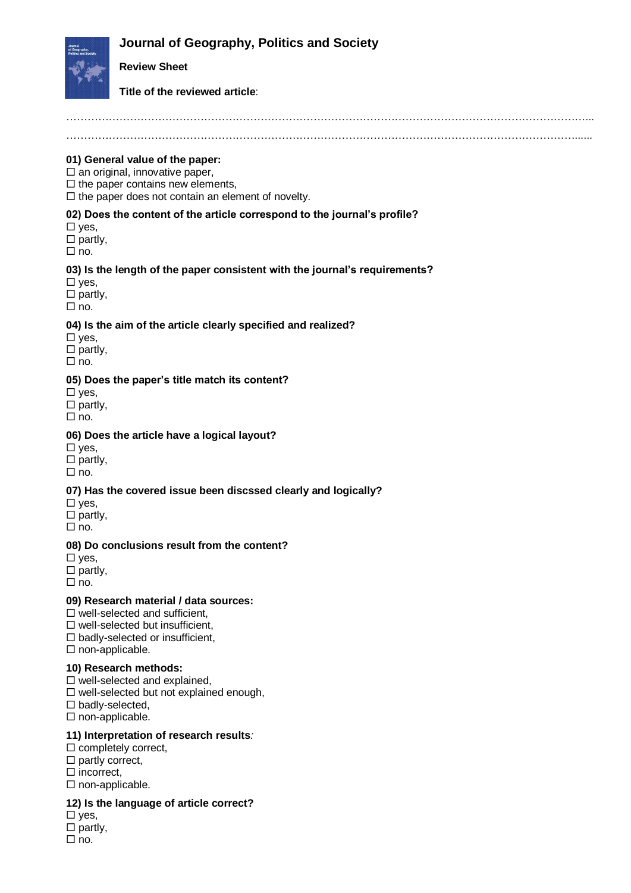# Journal of Geography, Politics and Society

**Review Sheet**

**Title of the reviewed article**:

………………………………………………………………………………………………………………………………..

……………………………………………………………………………………………………………………….....

**01) General value of the paper:**

☐ an original, innovative paper,
☐ the paper contains new elements,
☐ the paper does not contain an element of novelty.

**02) Does the content of the article correspond to the journal's profile?**

☐ yes,
☐ partly,
☐ no.

**03) Is the length of the paper consistent with the journal's requirements?**

☐ yes,
☐ partly,
☐ no.

**04) Is the aim of the article clearly specified and realized?**

☐ yes,
☐ partly,
☐ no.

**05) Does the paper's title match its content?**

☐ yes,
☐ partly,
☐ no.

**06) Does the article have a logical layout?**

☐ yes,
☐ partly,
☐ no.

**07) Has the covered issue been discssed clearly and logically?**

☐ yes,
☐ partly,
☐ no.

**08) Do conclusions result from the content?**

☐ yes,
☐ partly,
☐ no.

**09) Research material / data sources:**

☐ well-selected and sufficient,
☐ well-selected but insufficient,
☐ badly-selected or insufficient,
☐ non-applicable.

**10) Research methods:**

☐ well-selected and explained,
☐ well-selected but not explained enough,
☐ badly-selected,
☐ non-applicable.

**11) Interpretation of research results***:*

☐ completely correct,
☐ partly correct,
☐ incorrect,
☐ non-applicable.

**12) Is the language of article correct?**

☐ yes,
☐ partly,
☐ no.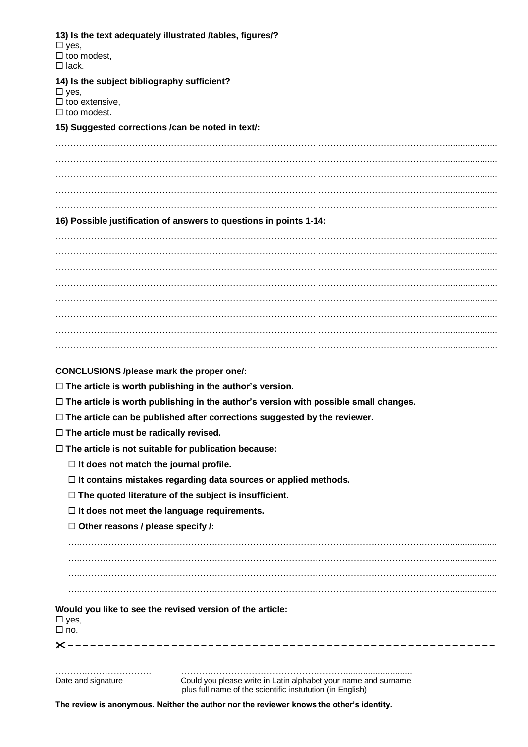**13) Is the text adequately illustrated /tables, figures/?**

☐ yes,
☐ too modest,
☐ lack.

**14) Is the subject bibliography sufficient?**

☐ yes,
☐ too extensive,
☐ too modest.

**15) Suggested corrections /can be noted in text/:**

……………………………………………………………………………………………………………………………
……………………………………………………………………………………………………………………………
……………………………………………………………………………………………………………………………
……………………………………………………………………………………………………………………………
……………………………………………………………………………………………………………………………

**16) Possible justification of answers to questions in points 1-14:**

……………………………………………………………………………………………………………………………
……………………………………………………………………………………………………………………………
……………………………………………………………………………………………………………………………
……………………………………………………………………………………………………………………………
……………………………………………………………………………………………………………………………
……………………………………………………………………………………………………………………………
……………………………………………………………………………………………………………………………
……………………………………………………………………………………………………………………………

**CONCLUSIONS /please mark the proper one/:**

☐ **The article is worth publishing in the author's version.**

☐ **The article is worth publishing in the author's version with possible small changes.**

☐ **The article can be published after corrections suggested by the reviewer.**

☐ **The article must be radically revised.**

☐ **The article is not suitable for publication because:**

- ☐ **It does not match the journal profile.**
- ☐ **It contains mistakes regarding data sources or applied methods.**
- ☐ **The quoted literature of the subject is insufficient.**
- ☐ **It does not meet the language requirements.**
- ☐ **Other reasons / please specify /:**

……………………………………………………………………………………………………………………………
……………………………………………………………………………………………………………………………
……………………………………………………………………………………………………………………………
……………………………………………………………………………………………………………………………

**Would you like to see the revised version of the article:**

☐ yes,
☐ no.

✂ – – – – – – – – – – – – – – – – – – – – – – – – – – – – – – – – – – – – – – – – – – – – – – – – – – – – – – – – – –

……………………………… ……………………………………………………………………

Date and signature — Could you please write in Latin alphabet your name and surname plus full name of the scientific instutution (in English)

**The review is anonymous. Neither the author nor the reviewer knows the other's identity.**